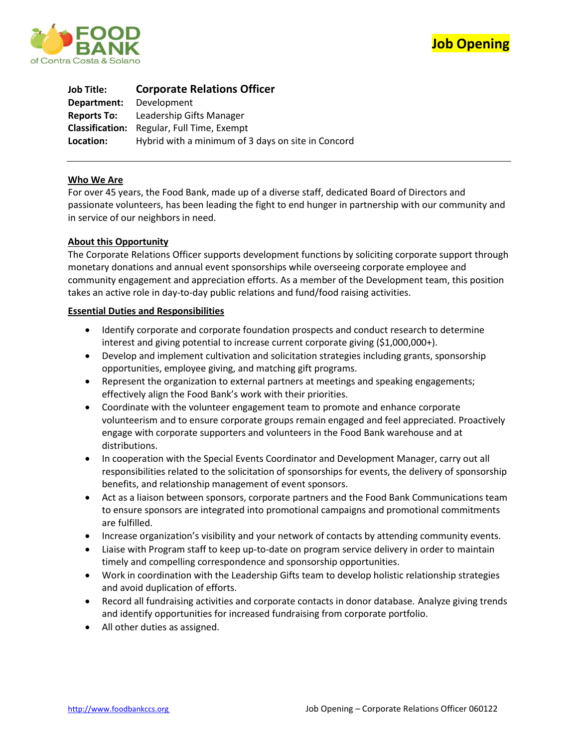Food Bank of Contra Costa & Solano

**Job Opening**

| | |
|---|---|
| **Job Title:** | **Corporate Relations Officer** |
| **Department:** | Development |
| **Reports To:** | Leadership Gifts Manager |
| **Classification:** | Regular, Full Time, Exempt |
| **Location:** | Hybrid with a minimum of 3 days on site in Concord |

---

## Who We Are

For over 45 years, the Food Bank, made up of a diverse staff, dedicated Board of Directors and passionate volunteers, has been leading the fight to end hunger in partnership with our community and in service of our neighbors in need.

## About this Opportunity

The Corporate Relations Officer supports development functions by soliciting corporate support through monetary donations and annual event sponsorships while overseeing corporate employee and community engagement and appreciation efforts. As a member of the Development team, this position takes an active role in day-to-day public relations and fund/food raising activities.

## Essential Duties and Responsibilities

- Identify corporate and corporate foundation prospects and conduct research to determine interest and giving potential to increase current corporate giving ($1,000,000+).
- Develop and implement cultivation and solicitation strategies including grants, sponsorship opportunities, employee giving, and matching gift programs.
- Represent the organization to external partners at meetings and speaking engagements; effectively align the Food Bank's work with their priorities.
- Coordinate with the volunteer engagement team to promote and enhance corporate volunteerism and to ensure corporate groups remain engaged and feel appreciated. Proactively engage with corporate supporters and volunteers in the Food Bank warehouse and at distributions.
- In cooperation with the Special Events Coordinator and Development Manager, carry out all responsibilities related to the solicitation of sponsorships for events, the delivery of sponsorship benefits, and relationship management of event sponsors.
- Act as a liaison between sponsors, corporate partners and the Food Bank Communications team to ensure sponsors are integrated into promotional campaigns and promotional commitments are fulfilled.
- Increase organization's visibility and your network of contacts by attending community events.
- Liaise with Program staff to keep up-to-date on program service delivery in order to maintain timely and compelling correspondence and sponsorship opportunities.
- Work in coordination with the Leadership Gifts team to develop holistic relationship strategies and avoid duplication of efforts.
- Record all fundraising activities and corporate contacts in donor database. Analyze giving trends and identify opportunities for increased fundraising from corporate portfolio.
- All other duties as assigned.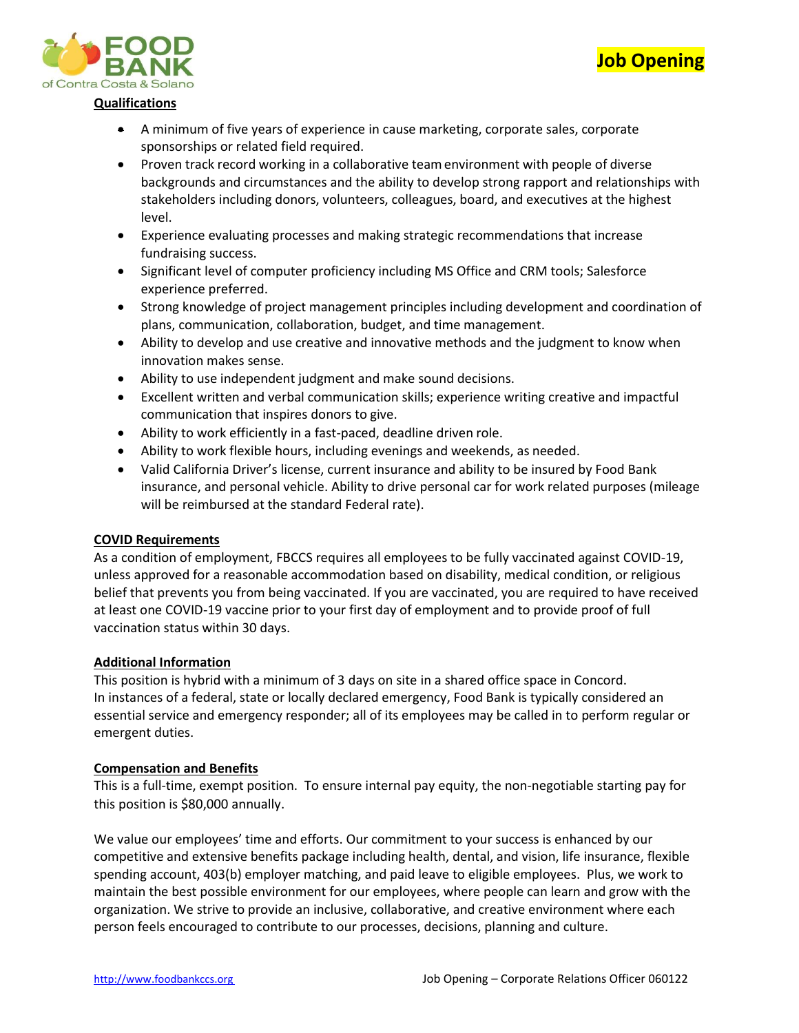## Qualifications

- A minimum of five years of experience in cause marketing, corporate sales, corporate sponsorships or related field required.
- Proven track record working in a collaborative team environment with people of diverse backgrounds and circumstances and the ability to develop strong rapport and relationships with stakeholders including donors, volunteers, colleagues, board, and executives at the highest level.
- Experience evaluating processes and making strategic recommendations that increase fundraising success.
- Significant level of computer proficiency including MS Office and CRM tools; Salesforce experience preferred.
- Strong knowledge of project management principles including development and coordination of plans, communication, collaboration, budget, and time management.
- Ability to develop and use creative and innovative methods and the judgment to know when innovation makes sense.
- Ability to use independent judgment and make sound decisions.
- Excellent written and verbal communication skills; experience writing creative and impactful communication that inspires donors to give.
- Ability to work efficiently in a fast-paced, deadline driven role.
- Ability to work flexible hours, including evenings and weekends, as needed.
- Valid California Driver's license, current insurance and ability to be insured by Food Bank insurance, and personal vehicle. Ability to drive personal car for work related purposes (mileage will be reimbursed at the standard Federal rate).

## COVID Requirements

As a condition of employment, FBCCS requires all employees to be fully vaccinated against COVID-19, unless approved for a reasonable accommodation based on disability, medical condition, or religious belief that prevents you from being vaccinated. If you are vaccinated, you are required to have received at least one COVID-19 vaccine prior to your first day of employment and to provide proof of full vaccination status within 30 days.

## Additional Information

This position is hybrid with a minimum of 3 days on site in a shared office space in Concord. In instances of a federal, state or locally declared emergency, Food Bank is typically considered an essential service and emergency responder; all of its employees may be called in to perform regular or emergent duties.

## Compensation and Benefits

This is a full-time, exempt position. To ensure internal pay equity, the non-negotiable starting pay for this position is $80,000 annually.

We value our employees' time and efforts. Our commitment to your success is enhanced by our competitive and extensive benefits package including health, dental, and vision, life insurance, flexible spending account, 403(b) employer matching, and paid leave to eligible employees. Plus, we work to maintain the best possible environment for our employees, where people can learn and grow with the organization. We strive to provide an inclusive, collaborative, and creative environment where each person feels encouraged to contribute to our processes, decisions, planning and culture.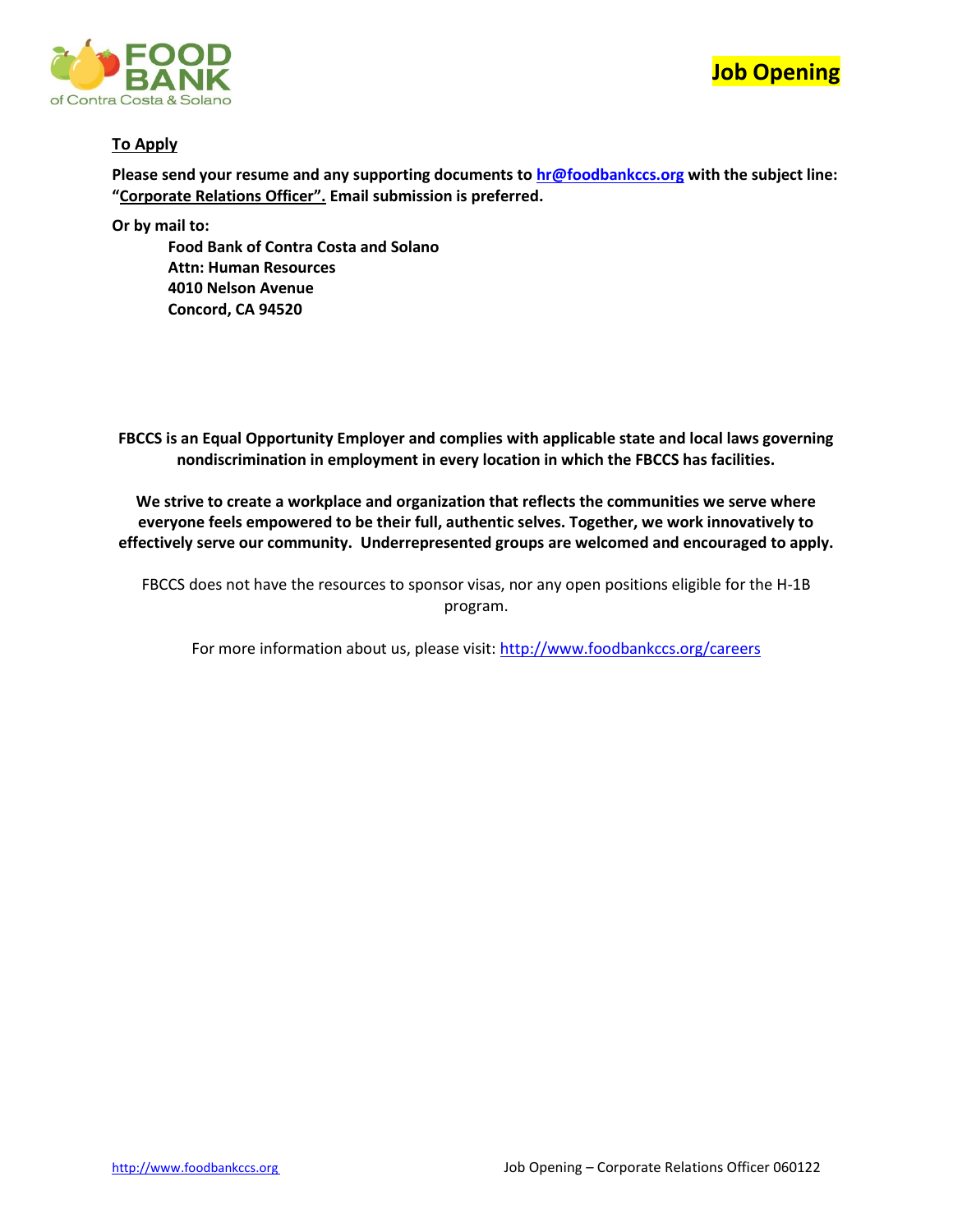**Job Opening**

## To Apply

**Please send your resume and any supporting documents to [hr@foodbankccs.org](mailto:hr@foodbankccs.org) with the subject line: "Corporate Relations Officer". Email submission is preferred.**

**Or by mail to:**

**Food Bank of Contra Costa and Solano**
**Attn: Human Resources**
**4010 Nelson Avenue**
**Concord, CA 94520**

**FBCCS is an Equal Opportunity Employer and complies with applicable state and local laws governing nondiscrimination in employment in every location in which the FBCCS has facilities.**

**We strive to create a workplace and organization that reflects the communities we serve where everyone feels empowered to be their full, authentic selves. Together, we work innovatively to effectively serve our community. Underrepresented groups are welcomed and encouraged to apply.**

FBCCS does not have the resources to sponsor visas, nor any open positions eligible for the H-1B program.

For more information about us, please visit: [http://www.foodbankccs.org/careers](http://www.foodbankccs.org/careers)